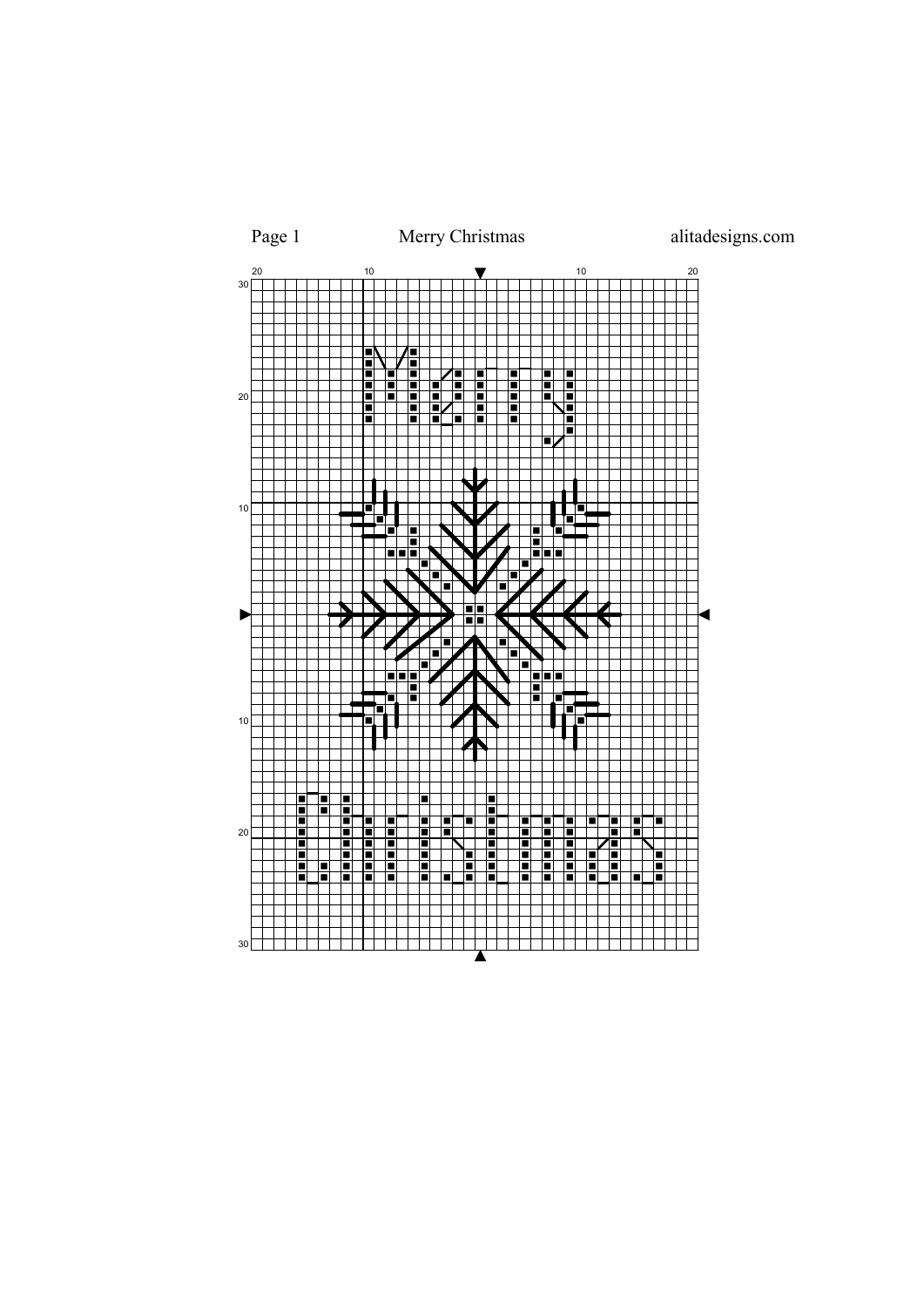Merry Christmas

alitadesigns.com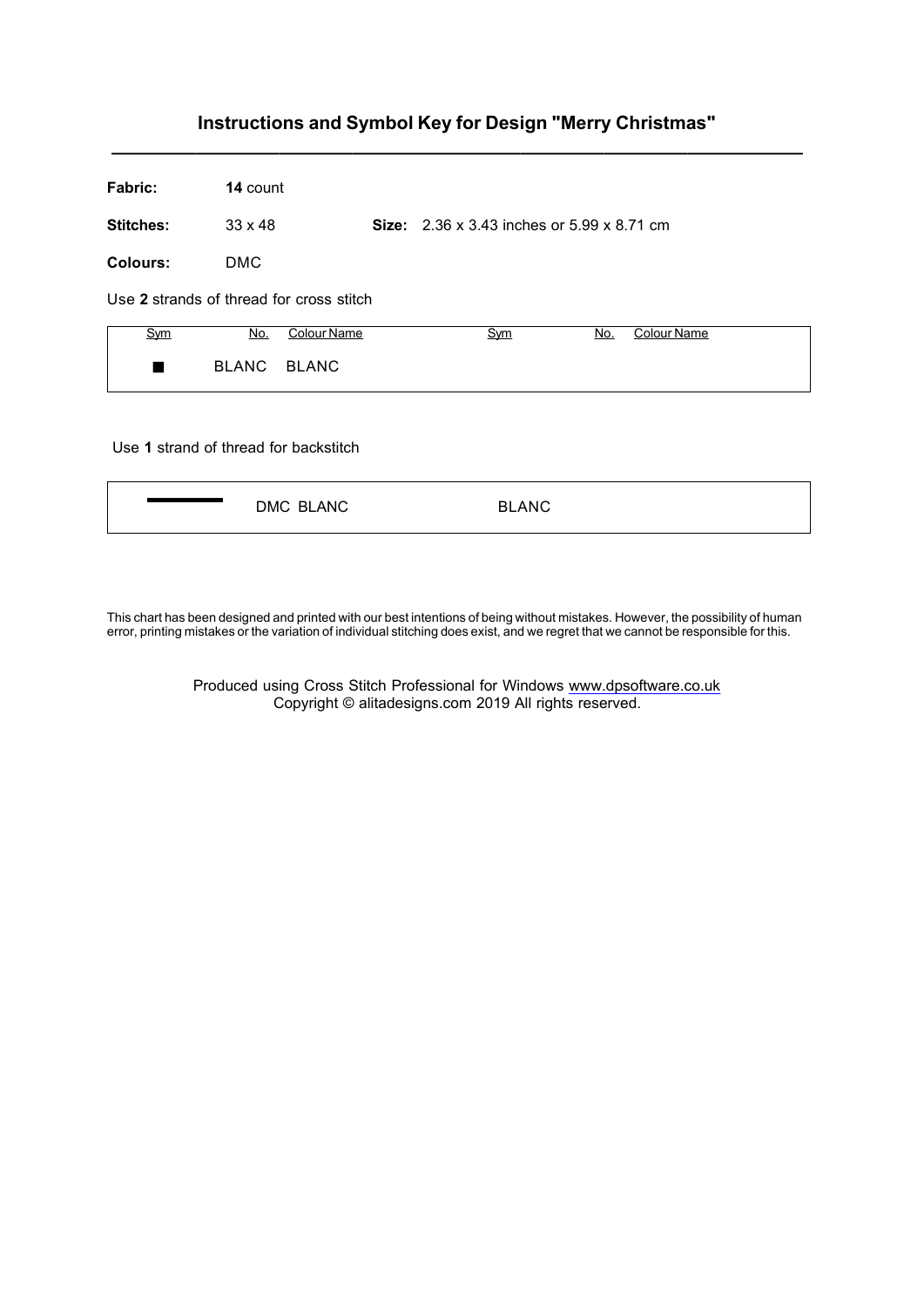## Instructions and Symbol Key for Design "Merry Christmas"

**Fabric:** **14** count

**Stitches:** 33 x 48 **Size:** 2.36 x 3.43 inches or 5.99 x 8.71 cm

**Colours:** DMC

Use **2** strands of thread for cross stitch

| Sym | No. | Colour Name | Sym | No. | Colour Name |
|---|---|---|---|---|---|
| ■ | BLANC | BLANC | | | |

Use **1** strand of thread for backstitch

| | | |
|---|---|---|
| ▬▬▬ | DMC BLANC | BLANC |

This chart has been designed and printed with our best intentions of being without mistakes. However, the possibility of human error, printing mistakes or the variation of individual stitching does exist, and we regret that we cannot be responsible for this.

Produced using Cross Stitch Professional for Windows www.dpsoftware.co.uk
Copyright © alitadesigns.com 2019 All rights reserved.